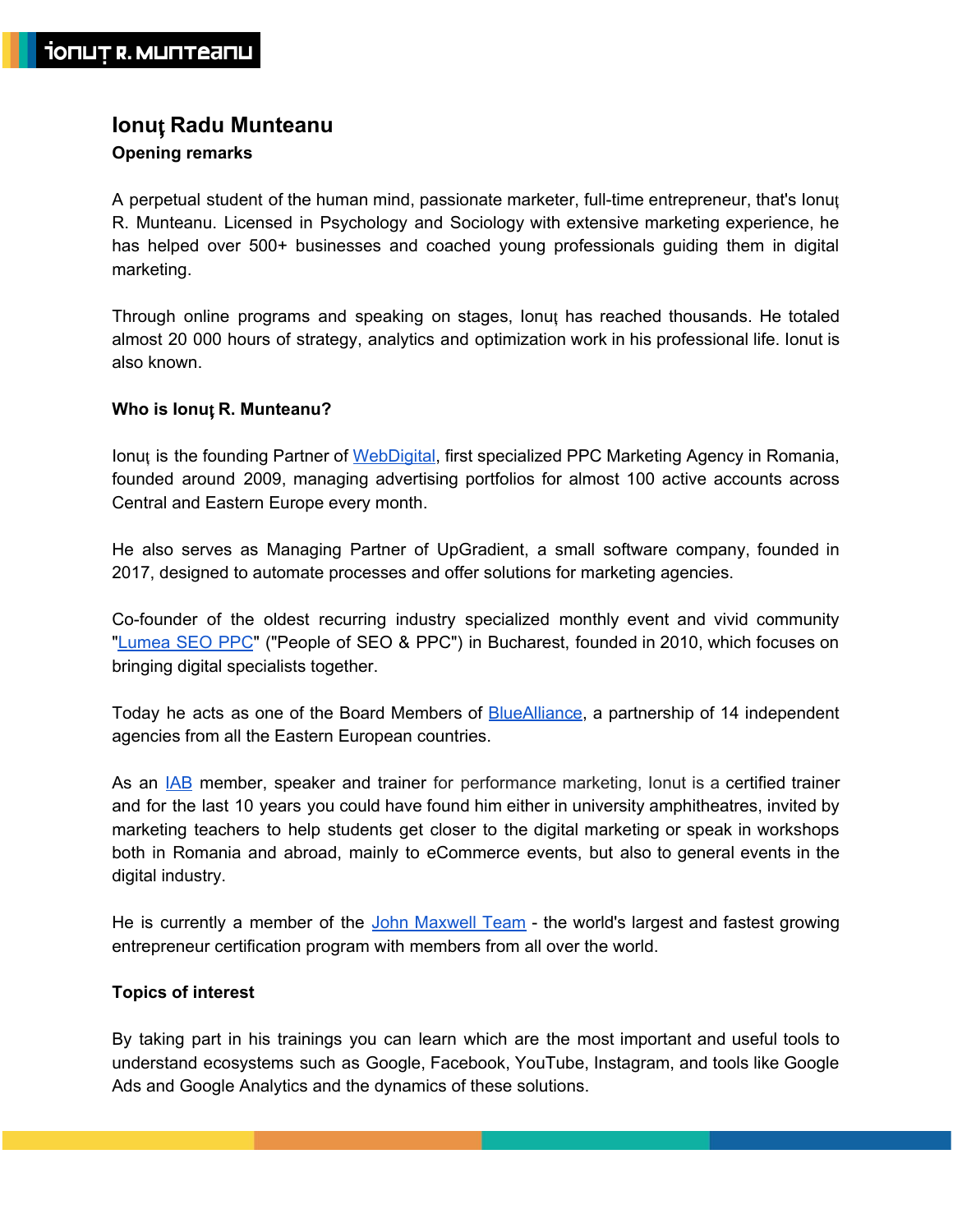# Ionuţ Radu Munteanu

**Opening remarks**

A perpetual student of the human mind, passionate marketer, full-time entrepreneur, that's Ionuţ R. Munteanu. Licensed in Psychology and Sociology with extensive marketing experience, he has helped over 500+ businesses and coached young professionals guiding them in digital marketing.

Through online programs and speaking on stages, Ionuţ has reached thousands. He totaled almost 20 000 hours of strategy, analytics and optimization work in his professional life. Ionut is also known.

**Who is Ionuţ R. Munteanu?**

Ionuţ is the founding Partner of WebDigital, first specialized PPC Marketing Agency in Romania, founded around 2009, managing advertising portfolios for almost 100 active accounts across Central and Eastern Europe every month.

He also serves as Managing Partner of UpGradient, a small software company, founded in 2017, designed to automate processes and offer solutions for marketing agencies.

Co-founder of the oldest recurring industry specialized monthly event and vivid community "Lumea SEO PPC" ("People of SEO & PPC") in Bucharest, founded in 2010, which focuses on bringing digital specialists together.

Today he acts as one of the Board Members of BlueAlliance, a partnership of 14 independent agencies from all the Eastern European countries.

As an IAB member, speaker and trainer for performance marketing, Ionut is a certified trainer and for the last 10 years you could have found him either in university amphitheatres, invited by marketing teachers to help students get closer to the digital marketing or speak in workshops both in Romania and abroad, mainly to eCommerce events, but also to general events in the digital industry.

He is currently a member of the John Maxwell Team - the world's largest and fastest growing entrepreneur certification program with members from all over the world.

**Topics of interest**

By taking part in his trainings you can learn which are the most important and useful tools to understand ecosystems such as Google, Facebook, YouTube, Instagram, and tools like Google Ads and Google Analytics and the dynamics of these solutions.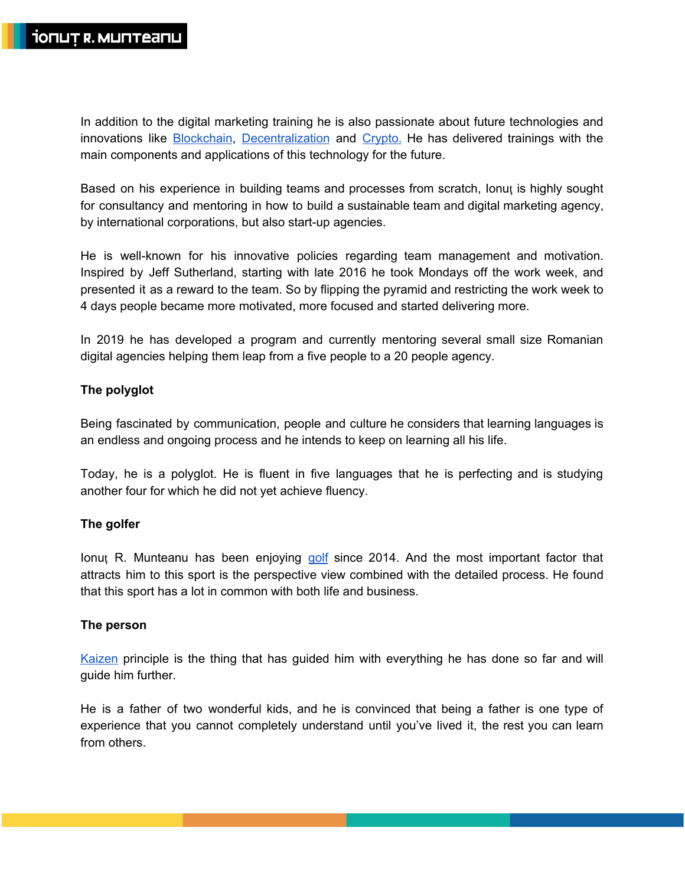In addition to the digital marketing training he is also passionate about future technologies and innovations like Blockchain, Decentralization and Crypto. He has delivered trainings with the main components and applications of this technology for the future.

Based on his experience in building teams and processes from scratch, Ionuţ is highly sought for consultancy and mentoring in how to build a sustainable team and digital marketing agency, by international corporations, but also start-up agencies.

He is well-known for his innovative policies regarding team management and motivation. Inspired by Jeff Sutherland, starting with late 2016 he took Mondays off the work week, and presented it as a reward to the team. So by flipping the pyramid and restricting the work week to 4 days people became more motivated, more focused and started delivering more.

In 2019 he has developed a program and currently mentoring several small size Romanian digital agencies helping them leap from a five people to a 20 people agency.

**The polyglot**

Being fascinated by communication, people and culture he considers that learning languages is an endless and ongoing process and he intends to keep on learning all his life.

Today, he is a polyglot. He is fluent in five languages that he is perfecting and is studying another four for which he did not yet achieve fluency.

**The golfer**

Ionuţ R. Munteanu has been enjoying golf since 2014. And the most important factor that attracts him to this sport is the perspective view combined with the detailed process. He found that this sport has a lot in common with both life and business.

**The person**

Kaizen principle is the thing that has guided him with everything he has done so far and will guide him further.

He is a father of two wonderful kids, and he is convinced that being a father is one type of experience that you cannot completely understand until you've lived it, the rest you can learn from others.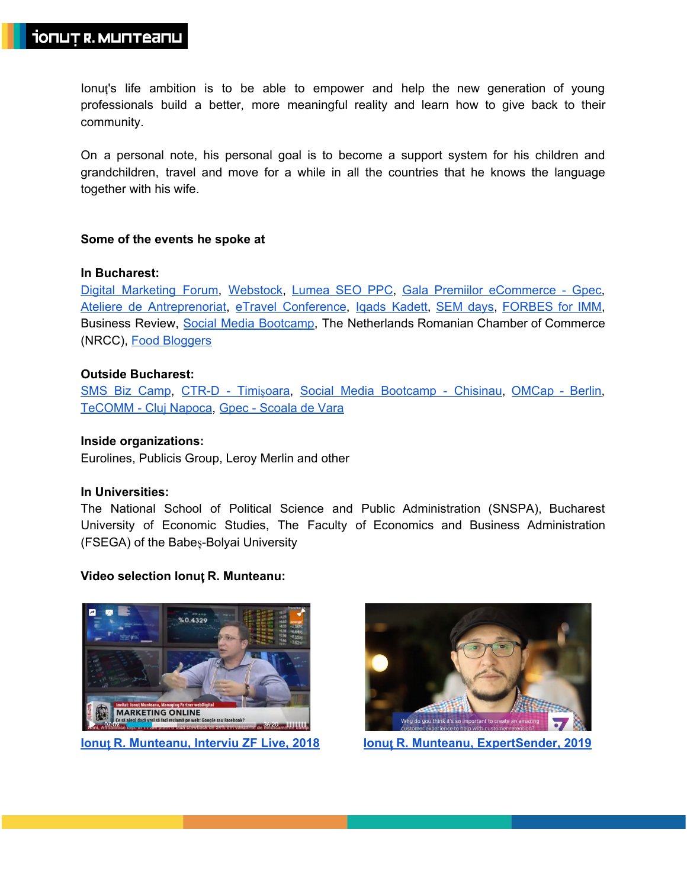Ionuț's life ambition is to be able to empower and help the new generation of young professionals build a better, more meaningful reality and learn how to give back to their community.

On a personal note, his personal goal is to become a support system for his children and grandchildren, travel and move for a while in all the countries that he knows the language together with his wife.

**Some of the events he spoke at**

**In Bucharest:**
Digital Marketing Forum, Webstock, Lumea SEO PPC, Gala Premiilor eCommerce - Gpec, Ateliere de Antreprenoriat, eTravel Conference, Iqads Kadett, SEM days, FORBES for IMM, Business Review, Social Media Bootcamp, The Netherlands Romanian Chamber of Commerce (NRCC), Food Bloggers

**Outside Bucharest:**
SMS Biz Camp, CTR-D - Timișoara, Social Media Bootcamp - Chisinau, OMCap - Berlin, TeCOMM - Cluj Napoca, Gpec - Scoala de Vara

**Inside organizations:**
Eurolines, Publicis Group, Leroy Merlin and other

**In Universities:**
The National School of Political Science and Public Administration (SNSPA), Bucharest University of Economic Studies, The Faculty of Economics and Business Administration (FSEGA) of the Babeș-Bolyai University

**Video selection Ionuț R. Munteanu:**

**Ionuț R. Munteanu, Interviu ZF Live, 2018**

**Ionuț R. Munteanu, ExpertSender, 2019**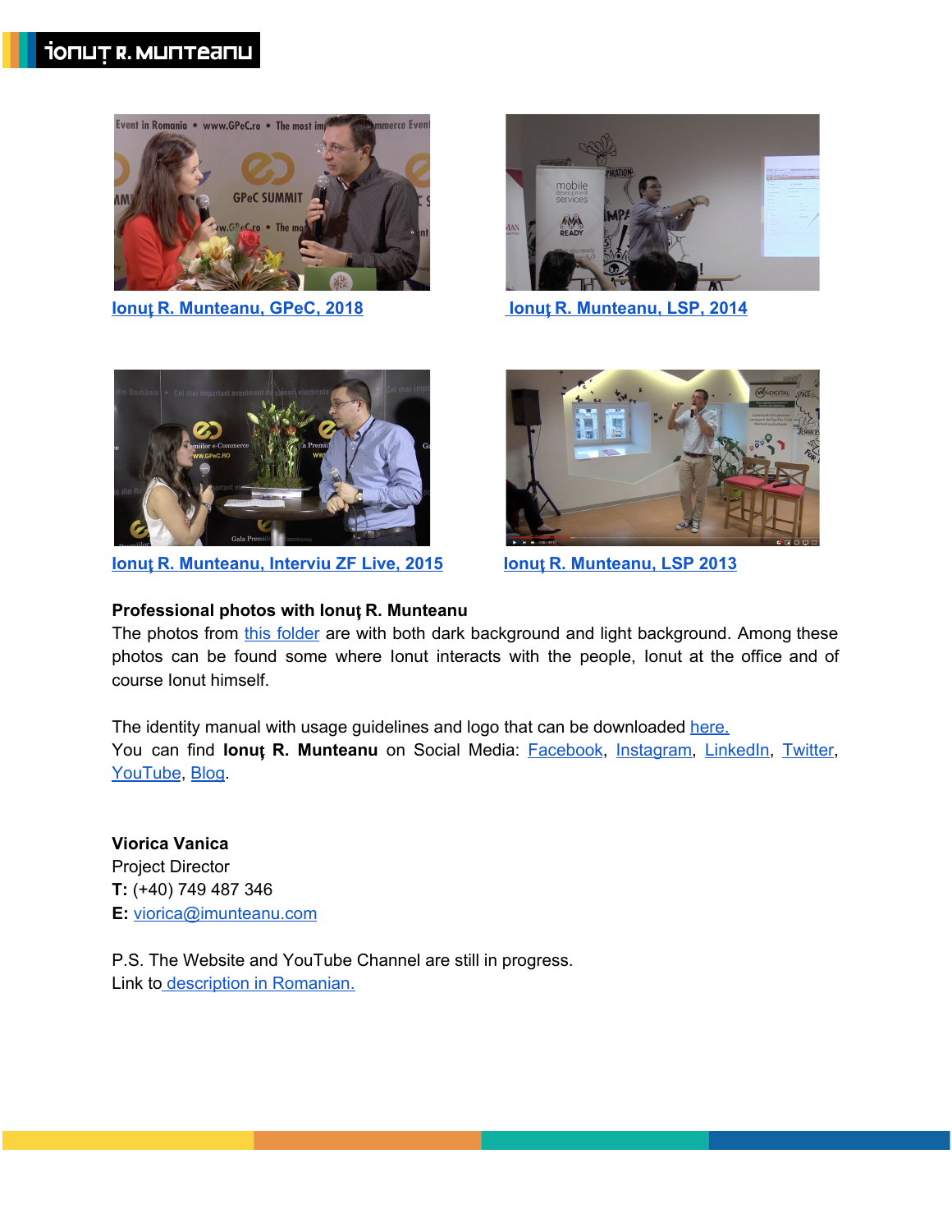Ionuţ R. Munteanu, GPeC, 2018

Ionuţ R. Munteanu, LSP, 2014

Ionuţ R. Munteanu, Interviu ZF Live, 2015

Ionuţ R. Munteanu, LSP 2013

**Professional photos with Ionuţ R. Munteanu**

The photos from this folder are with both dark background and light background. Among these photos can be found some where Ionut interacts with the people, Ionut at the office and of course Ionut himself.

The identity manual with usage guidelines and logo that can be downloaded here.

You can find **Ionuţ R. Munteanu** on Social Media: Facebook, Instagram, LinkedIn, Twitter, YouTube, Blog.

**Viorica Vanica**
Project Director
**T:** (+40) 749 487 346
**E:** viorica@imunteanu.com

P.S. The Website and YouTube Channel are still in progress.
Link to description in Romanian.